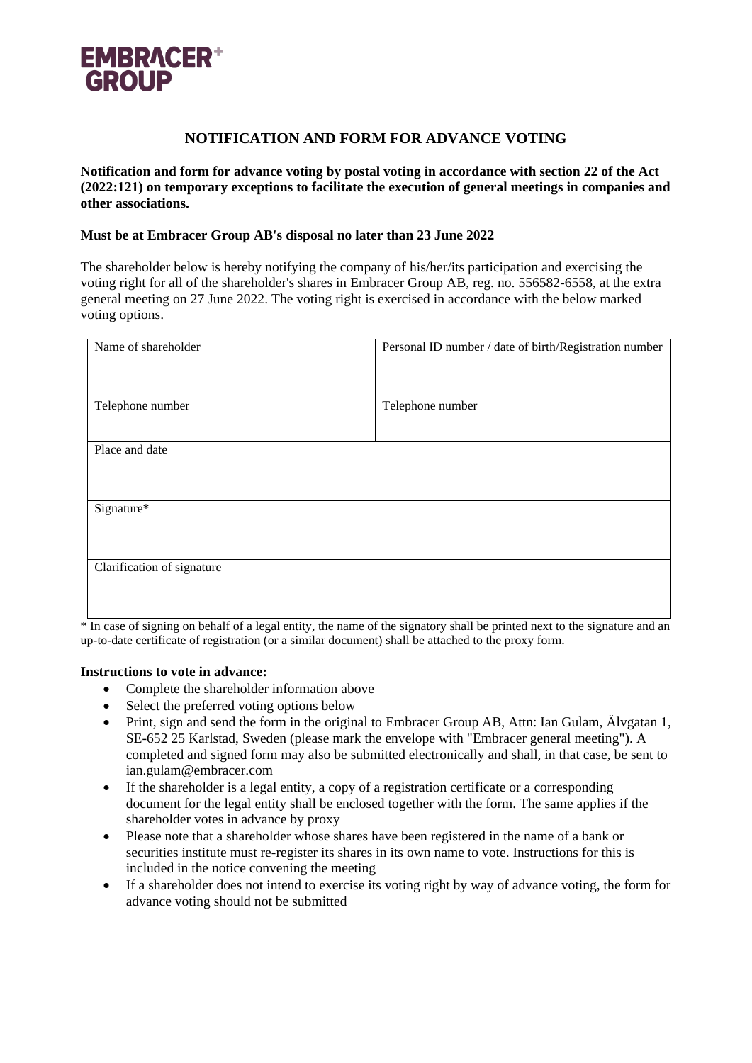EMBRACER+ GROUP

## NOTIFICATION AND FORM FOR ADVANCE VOTING

**Notification and form for advance voting by postal voting in accordance with section 22 of the Act (2022:121) on temporary exceptions to facilitate the execution of general meetings in companies and other associations.**

**Must be at Embracer Group AB's disposal no later than 23 June 2022**

The shareholder below is hereby notifying the company of his/her/its participation and exercising the voting right for all of the shareholder's shares in Embracer Group AB, reg. no. 556582-6558, at the extra general meeting on 27 June 2022. The voting right is exercised in accordance with the below marked voting options.

| Name of shareholder | Personal ID number / date of birth/Registration number |
| --- | --- |
| Telephone number | Telephone number |
| Place and date | |
| Signature* | |
| Clarification of signature | |

\* In case of signing on behalf of a legal entity, the name of the signatory shall be printed next to the signature and an up-to-date certificate of registration (or a similar document) shall be attached to the proxy form.

**Instructions to vote in advance:**

- Complete the shareholder information above
- Select the preferred voting options below
- Print, sign and send the form in the original to Embracer Group AB, Attn: Ian Gulam, Älvgatan 1, SE-652 25 Karlstad, Sweden (please mark the envelope with "Embracer general meeting"). A completed and signed form may also be submitted electronically and shall, in that case, be sent to ian.gulam@embracer.com
- If the shareholder is a legal entity, a copy of a registration certificate or a corresponding document for the legal entity shall be enclosed together with the form. The same applies if the shareholder votes in advance by proxy
- Please note that a shareholder whose shares have been registered in the name of a bank or securities institute must re-register its shares in its own name to vote. Instructions for this is included in the notice convening the meeting
- If a shareholder does not intend to exercise its voting right by way of advance voting, the form for advance voting should not be submitted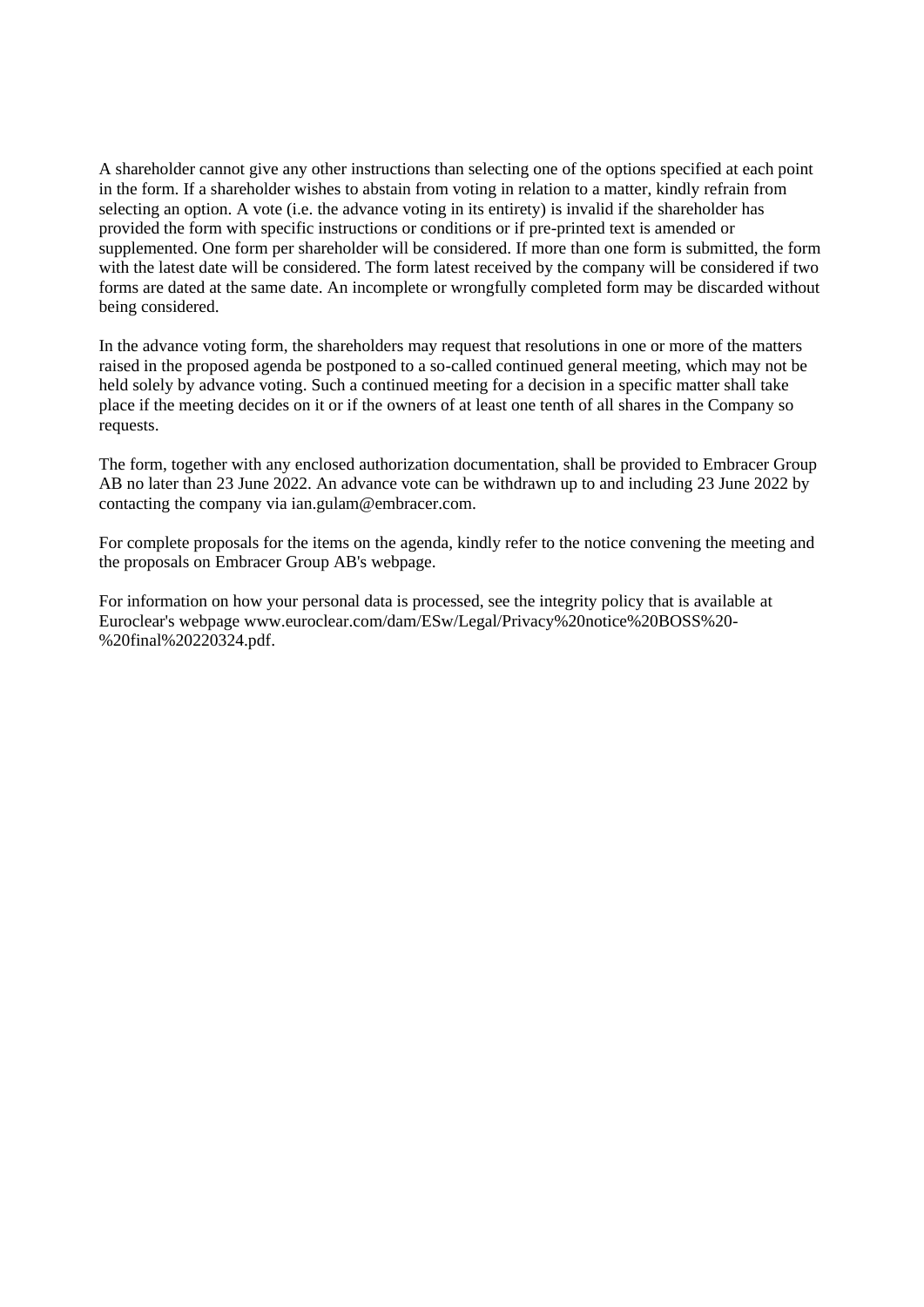A shareholder cannot give any other instructions than selecting one of the options specified at each point in the form. If a shareholder wishes to abstain from voting in relation to a matter, kindly refrain from selecting an option. A vote (i.e. the advance voting in its entirety) is invalid if the shareholder has provided the form with specific instructions or conditions or if pre-printed text is amended or supplemented. One form per shareholder will be considered. If more than one form is submitted, the form with the latest date will be considered. The form latest received by the company will be considered if two forms are dated at the same date. An incomplete or wrongfully completed form may be discarded without being considered.

In the advance voting form, the shareholders may request that resolutions in one or more of the matters raised in the proposed agenda be postponed to a so-called continued general meeting, which may not be held solely by advance voting. Such a continued meeting for a decision in a specific matter shall take place if the meeting decides on it or if the owners of at least one tenth of all shares in the Company so requests.

The form, together with any enclosed authorization documentation, shall be provided to Embracer Group AB no later than 23 June 2022. An advance vote can be withdrawn up to and including 23 June 2022 by contacting the company via ian.gulam@embracer.com.

For complete proposals for the items on the agenda, kindly refer to the notice convening the meeting and the proposals on Embracer Group AB's webpage.

For information on how your personal data is processed, see the integrity policy that is available at Euroclear's webpage www.euroclear.com/dam/ESw/Legal/Privacy%20notice%20BOSS%20-%20final%20220324.pdf.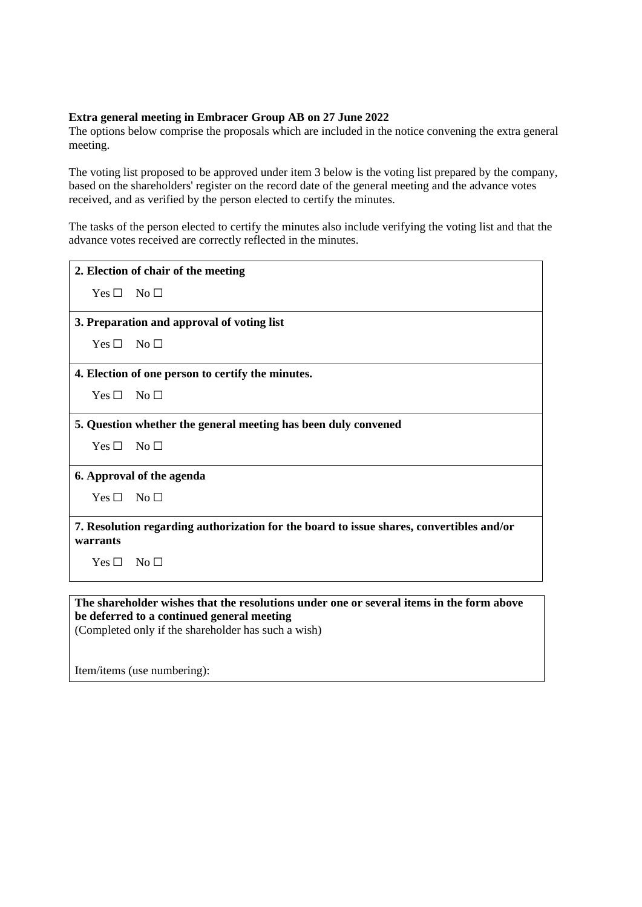**Extra general meeting in Embracer Group AB on 27 June 2022**

The options below comprise the proposals which are included in the notice convening the extra general meeting.

The voting list proposed to be approved under item 3 below is the voting list prepared by the company, based on the shareholders' register on the record date of the general meeting and the advance votes received, and as verified by the person elected to certify the minutes.

The tasks of the person elected to certify the minutes also include verifying the voting list and that the advance votes received are correctly reflected in the minutes.

| |
|---|
| **2. Election of chair of the meeting**<br>Yes ☐ No ☐ |
| **3. Preparation and approval of voting list**<br>Yes ☐ No ☐ |
| **4. Election of one person to certify the minutes.**<br>Yes ☐ No ☐ |
| **5. Question whether the general meeting has been duly convened**<br>Yes ☐ No ☐ |
| **6. Approval of the agenda**<br>Yes ☐ No ☐ |
| **7. Resolution regarding authorization for the board to issue shares, convertibles and/or warrants**<br>Yes ☐ No ☐ |

| |
|---|
| **The shareholder wishes that the resolutions under one or several items in the form above be deferred to a continued general meeting**<br>(Completed only if the shareholder has such a wish)<br><br>Item/items (use numbering): |